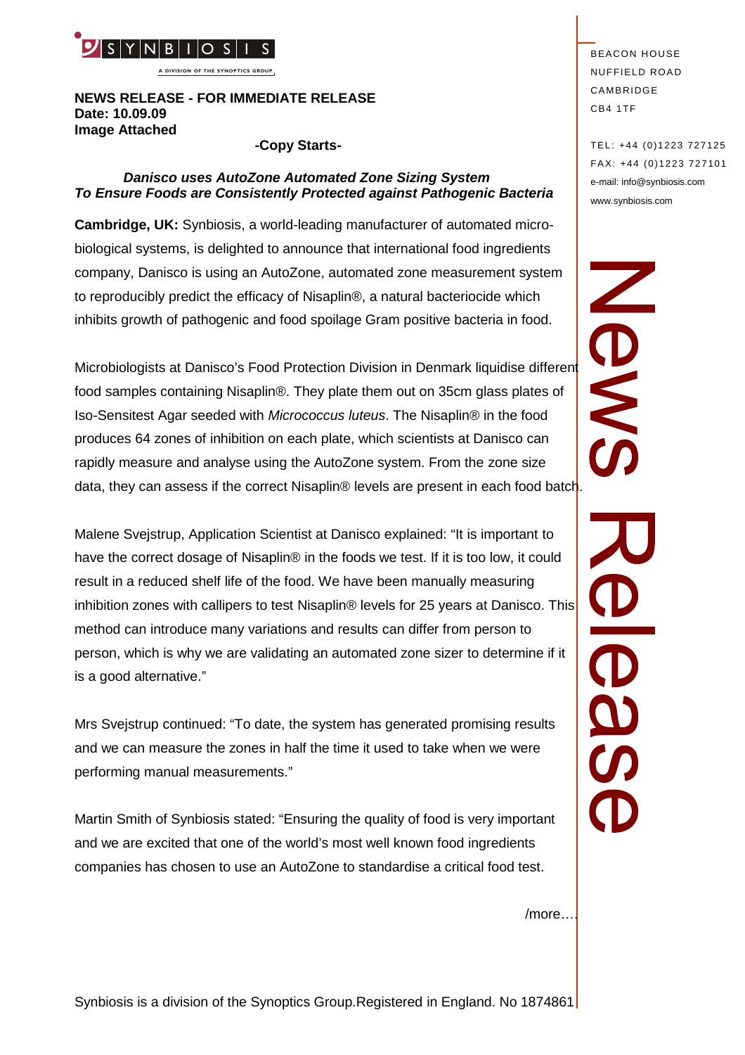SYNBIOSIS

A DIVISION OF THE SYNOPTICS GROUP

BEACON HOUSE
NUFFIELD ROAD
CAMBRIDGE
CB4 1TF

TEL: +44 (0)1223 727125
FAX: +44 (0)1223 727101
e-mail: info@synbiosis.com
www.synbiosis.com

**NEWS RELEASE - FOR IMMEDIATE RELEASE**
**Date: 10.09.09**
**Image Attached**

**-Copy Starts-**

***Danisco uses AutoZone Automated Zone Sizing System***
***To Ensure Foods are Consistently Protected against Pathogenic Bacteria***

**Cambridge, UK:** Synbiosis, a world-leading manufacturer of automated micro-biological systems, is delighted to announce that international food ingredients company, Danisco is using an AutoZone, automated zone measurement system to reproducibly predict the efficacy of Nisaplin®, a natural bacteriocide which inhibits growth of pathogenic and food spoilage Gram positive bacteria in food.

Microbiologists at Danisco's Food Protection Division in Denmark liquidise different food samples containing Nisaplin®. They plate them out on 35cm glass plates of Iso-Sensitest Agar seeded with *Micrococcus luteus*. The Nisaplin® in the food produces 64 zones of inhibition on each plate, which scientists at Danisco can rapidly measure and analyse using the AutoZone system. From the zone size data, they can assess if the correct Nisaplin® levels are present in each food batch.

Malene Svejstrup, Application Scientist at Danisco explained: "It is important to have the correct dosage of Nisaplin® in the foods we test. If it is too low, it could result in a reduced shelf life of the food. We have been manually measuring inhibition zones with callipers to test Nisaplin® levels for 25 years at Danisco. This method can introduce many variations and results can differ from person to person, which is why we are validating an automated zone sizer to determine if it is a good alternative."

Mrs Svejstrup continued: "To date, the system has generated promising results and we can measure the zones in half the time it used to take when we were performing manual measurements."

Martin Smith of Synbiosis stated: "Ensuring the quality of food is very important and we are excited that one of the world's most well known food ingredients companies has chosen to use an AutoZone to standardise a critical food test.

/more….

Synbiosis is a division of the Synoptics Group.Registered in England. No 1874861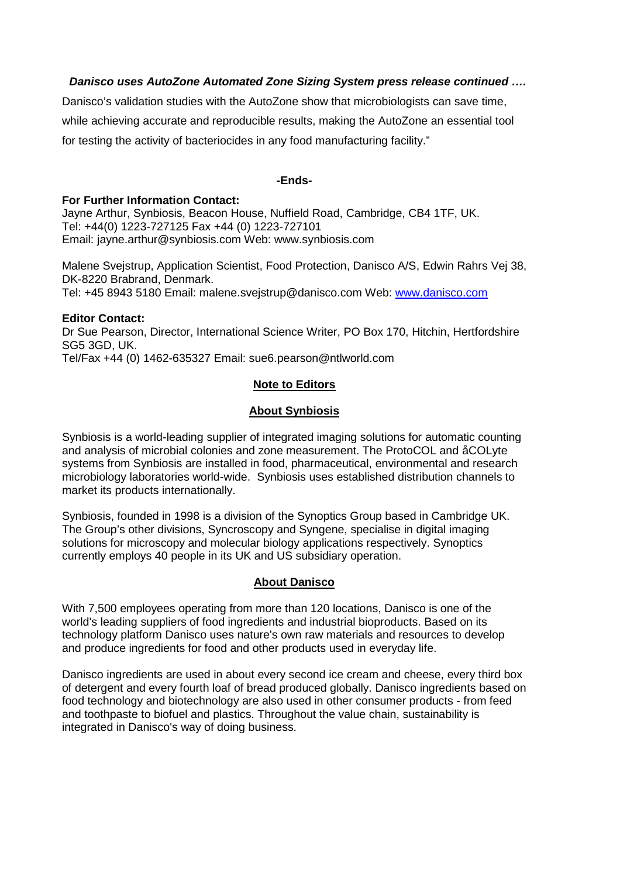***Danisco uses AutoZone Automated Zone Sizing System press release continued ….***

Danisco's validation studies with the AutoZone show that microbiologists can save time, while achieving accurate and reproducible results, making the AutoZone an essential tool for testing the activity of bacteriocides in any food manufacturing facility."

**-Ends-**

**For Further Information Contact:**
Jayne Arthur, Synbiosis, Beacon House, Nuffield Road, Cambridge, CB4 1TF, UK.
Tel: +44(0) 1223-727125 Fax +44 (0) 1223-727101
Email: jayne.arthur@synbiosis.com Web: www.synbiosis.com

Malene Svejstrup, Application Scientist, Food Protection, Danisco A/S, Edwin Rahrs Vej 38, DK-8220 Brabrand, Denmark.
Tel: +45 8943 5180 Email: malene.svejstrup@danisco.com Web: www.danisco.com

**Editor Contact:**
Dr Sue Pearson, Director, International Science Writer, PO Box 170, Hitchin, Hertfordshire SG5 3GD, UK.
Tel/Fax +44 (0) 1462-635327 Email: sue6.pearson@ntlworld.com

## Note to Editors

### About Synbiosis

Synbiosis is a world-leading supplier of integrated imaging solutions for automatic counting and analysis of microbial colonies and zone measurement. The ProtoCOL and åCOLyte systems from Synbiosis are installed in food, pharmaceutical, environmental and research microbiology laboratories world-wide. Synbiosis uses established distribution channels to market its products internationally.

Synbiosis, founded in 1998 is a division of the Synoptics Group based in Cambridge UK. The Group's other divisions, Syncroscopy and Syngene, specialise in digital imaging solutions for microscopy and molecular biology applications respectively. Synoptics currently employs 40 people in its UK and US subsidiary operation.

### About Danisco

With 7,500 employees operating from more than 120 locations, Danisco is one of the world's leading suppliers of food ingredients and industrial bioproducts. Based on its technology platform Danisco uses nature's own raw materials and resources to develop and produce ingredients for food and other products used in everyday life.

Danisco ingredients are used in about every second ice cream and cheese, every third box of detergent and every fourth loaf of bread produced globally. Danisco ingredients based on food technology and biotechnology are also used in other consumer products - from feed and toothpaste to biofuel and plastics. Throughout the value chain, sustainability is integrated in Danisco's way of doing business.